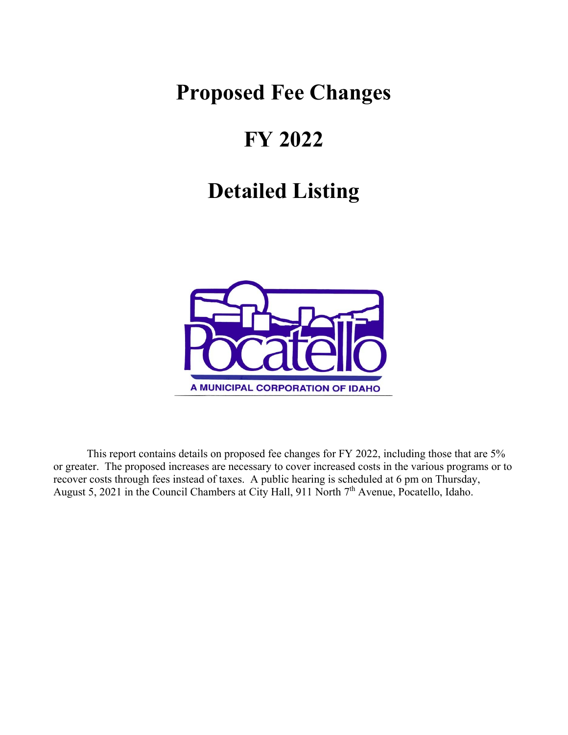# Proposed Fee Changes

# FY 2022

# Detailed Listing

Pocatello

A MUNICIPAL CORPORATION OF IDAHO

This report contains details on proposed fee changes for FY 2022, including those that are 5% or greater. The proposed increases are necessary to cover increased costs in the various programs or to recover costs through fees instead of taxes. A public hearing is scheduled at 6 pm on Thursday, August 5, 2021 in the Council Chambers at City Hall, 911 North 7th Avenue, Pocatello, Idaho.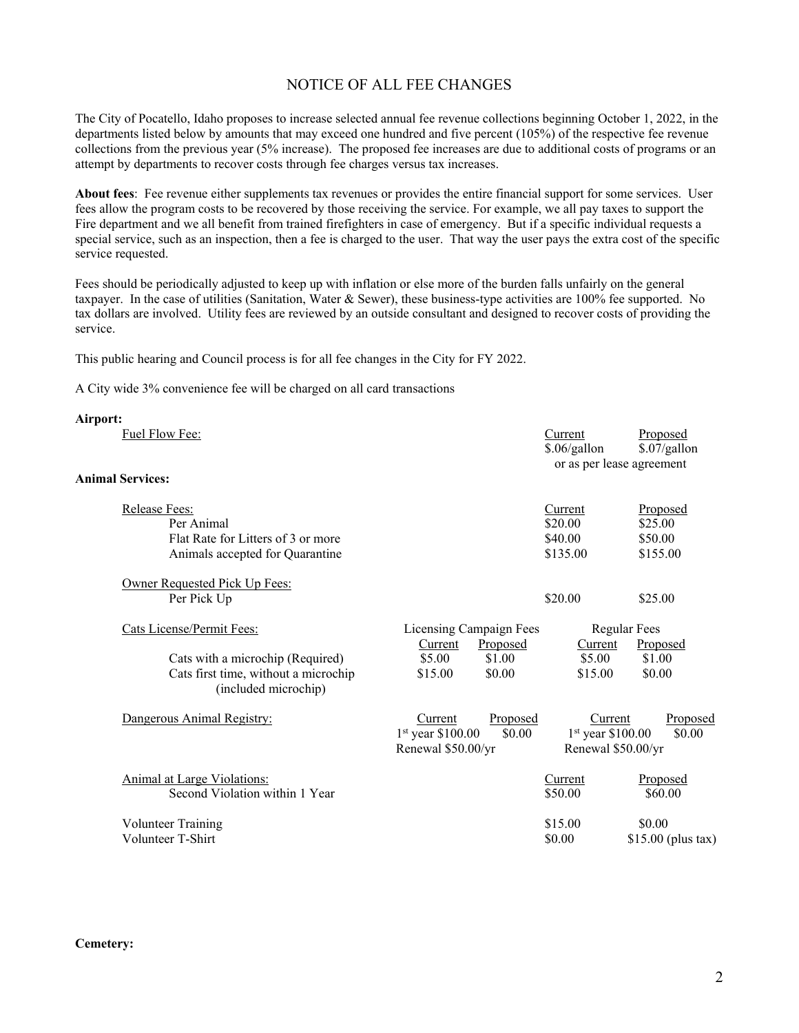# NOTICE OF ALL FEE CHANGES

The City of Pocatello, Idaho proposes to increase selected annual fee revenue collections beginning October 1, 2022, in the departments listed below by amounts that may exceed one hundred and five percent (105%) of the respective fee revenue collections from the previous year (5% increase). The proposed fee increases are due to additional costs of programs or an attempt by departments to recover costs through fee charges versus tax increases.

**About fees**: Fee revenue either supplements tax revenues or provides the entire financial support for some services. User fees allow the program costs to be recovered by those receiving the service. For example, we all pay taxes to support the Fire department and we all benefit from trained firefighters in case of emergency. But if a specific individual requests a special service, such as an inspection, then a fee is charged to the user. That way the user pays the extra cost of the specific service requested.

Fees should be periodically adjusted to keep up with inflation or else more of the burden falls unfairly on the general taxpayer. In the case of utilities (Sanitation, Water & Sewer), these business-type activities are 100% fee supported. No tax dollars are involved. Utility fees are reviewed by an outside consultant and designed to recover costs of providing the service.

This public hearing and Council process is for all fee changes in the City for FY 2022.

A City wide 3% convenience fee will be charged on all card transactions

**Airport:**

| Fuel Flow Fee: | Current | Proposed |
|---|---|---|
| | $.06/gallon | $.07/gallon |
| | or as per lease agreement | |

**Animal Services:**

| Release Fees: | Current | Proposed |
|---|---|---|
| Per Animal | $20.00 | $25.00 |
| Flat Rate for Litters of 3 or more | $40.00 | $50.00 |
| Animals accepted for Quarantine | $135.00 | $155.00 |

| Owner Requested Pick Up Fees: | Current | Proposed |
|---|---|---|
| Per Pick Up | $20.00 | $25.00 |

| Cats License/Permit Fees: | Licensing Campaign Fees | | Regular Fees | |
|---|---|---|---|---|
| | Current | Proposed | Current | Proposed |
| Cats with a microchip (Required) | $5.00 | $1.00 | $5.00 | $1.00 |
| Cats first time, without a microchip (included microchip) | $15.00 | $0.00 | $15.00 | $0.00 |

| Dangerous Animal Registry: | Current | Proposed | Current | Proposed |
|---|---|---|---|---|
| | 1st year $100.00 | $0.00 | 1st year $100.00 | $0.00 |
| | Renewal $50.00/yr | | Renewal $50.00/yr | |

| Animal at Large Violations: | Current | Proposed |
|---|---|---|
| Second Violation within 1 Year | $50.00 | $60.00 |

| | Current | Proposed |
|---|---|---|
| Volunteer Training | $15.00 | $0.00 |
| Volunteer T-Shirt | $0.00 | $15.00 (plus tax) |

**Cemetery:**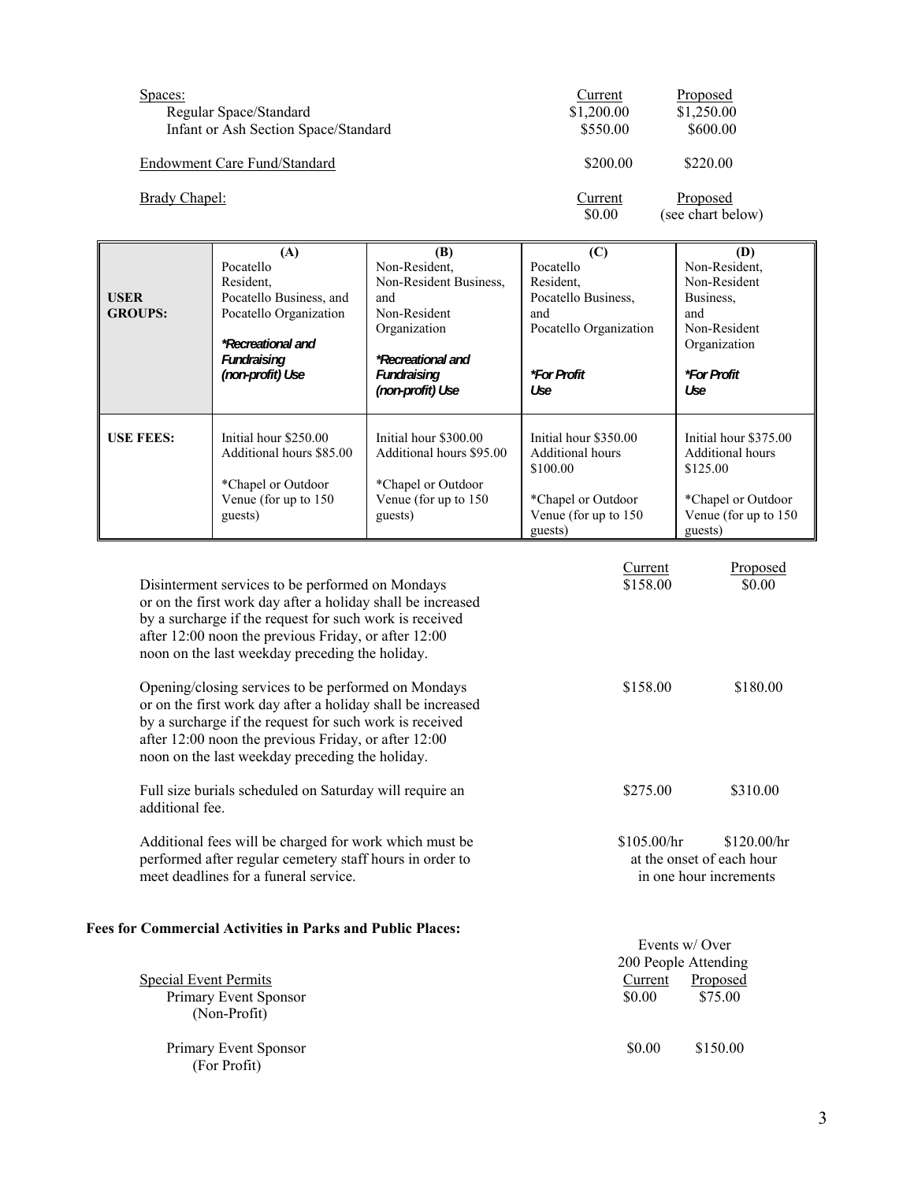| Spaces: | Current | Proposed |
|---|---|---|
| Regular Space/Standard | $1,200.00 | $1,250.00 |
| Infant or Ash Section Space/Standard | $550.00 | $600.00 |
| Endowment Care Fund/Standard | $200.00 | $220.00 |

| Brady Chapel: | Current | Proposed |
|---|---|---|
| | $0.00 | (see chart below) |

| **USER GROUPS:** | **(A)** Pocatello Resident, Pocatello Business, and Pocatello Organization *\*Recreational and Fundraising (non-profit) Use* | **(B)** Non-Resident, Non-Resident Business, and Non-Resident Organization *\*Recreational and Fundraising (non-profit) Use* | **(C)** Pocatello Resident, Pocatello Business, and Pocatello Organization *\*For Profit Use* | **(D)** Non-Resident, Non-Resident Business, and Non-Resident Organization *\*For Profit Use* |
|---|---|---|---|---|
| **USE FEES:** | Initial hour $250.00<br>Additional hours $85.00<br><br>\*Chapel or Outdoor Venue (for up to 150 guests) | Initial hour $300.00<br>Additional hours $95.00<br><br>\*Chapel or Outdoor Venue (for up to 150 guests) | Initial hour $350.00<br>Additional hours $100.00<br><br>\*Chapel or Outdoor Venue (for up to 150 guests) | Initial hour $375.00<br>Additional hours $125.00<br><br>\*Chapel or Outdoor Venue (for up to 150 guests) |

| | Current | Proposed |
|---|---|---|
| Disinterment services to be performed on Mondays or on the first work day after a holiday shall be increased by a surcharge if the request for such work is received after 12:00 noon the previous Friday, or after 12:00 noon on the last weekday preceding the holiday. | $158.00 | $0.00 |
| Opening/closing services to be performed on Mondays or on the first work day after a holiday shall be increased by a surcharge if the request for such work is received after 12:00 noon the previous Friday, or after 12:00 noon on the last weekday preceding the holiday. | $158.00 | $180.00 |
| Full size burials scheduled on Saturday will require an additional fee. | $275.00 | $310.00 |
| Additional fees will be charged for work which must be performed after regular cemetery staff hours in order to meet deadlines for a funeral service. | $105.00/hr | $120.00/hr at the onset of each hour in one hour increments |

**Fees for Commercial Activities in Parks and Public Places:**

| | Events w/ Over 200 People Attending | |
|---|---|---|
| Special Event Permits | Current | Proposed |
| Primary Event Sponsor (Non-Profit) | $0.00 | $75.00 |
| Primary Event Sponsor (For Profit) | $0.00 | $150.00 |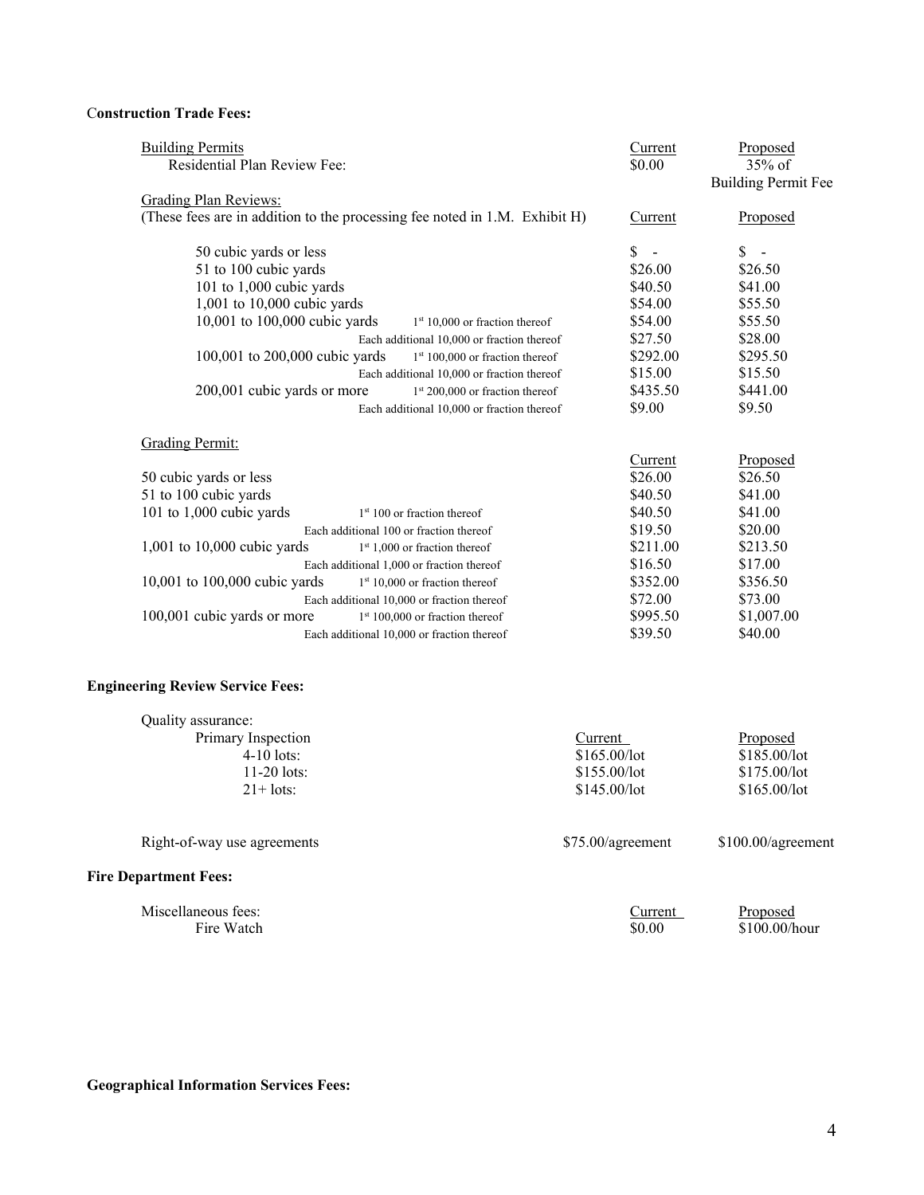**Construction Trade Fees:**

| Building Permits | Current | Proposed |
|---|---|---|
| Residential Plan Review Fee: | $0.00 | 35% of Building Permit Fee |

Grading Plan Reviews:

| (These fees are in addition to the processing fee noted in 1.M. Exhibit H) | | Current | Proposed |
|---|---|---|---|
| 50 cubic yards or less | | $ - | $ - |
| 51 to 100 cubic yards | | $26.00 | $26.50 |
| 101 to 1,000 cubic yards | | $40.50 | $41.00 |
| 1,001 to 10,000 cubic yards | | $54.00 | $55.50 |
| 10,001 to 100,000 cubic yards | 1st 10,000 or fraction thereof | $54.00 | $55.50 |
| | Each additional 10,000 or fraction thereof | $27.50 | $28.00 |
| 100,001 to 200,000 cubic yards | 1st 100,000 or fraction thereof | $292.00 | $295.50 |
| | Each additional 10,000 or fraction thereof | $15.00 | $15.50 |
| 200,001 cubic yards or more | 1st 200,000 or fraction thereof | $435.50 | $441.00 |
| | Each additional 10,000 or fraction thereof | $9.00 | $9.50 |

Grading Permit:

| | | Current | Proposed |
|---|---|---|---|
| 50 cubic yards or less | | $26.00 | $26.50 |
| 51 to 100 cubic yards | | $40.50 | $41.00 |
| 101 to 1,000 cubic yards | 1st 100 or fraction thereof | $40.50 | $41.00 |
| | Each additional 100 or fraction thereof | $19.50 | $20.00 |
| 1,001 to 10,000 cubic yards | 1st 1,000 or fraction thereof | $211.00 | $213.50 |
| | Each additional 1,000 or fraction thereof | $16.50 | $17.00 |
| 10,001 to 100,000 cubic yards | 1st 10,000 or fraction thereof | $352.00 | $356.50 |
| | Each additional 10,000 or fraction thereof | $72.00 | $73.00 |
| 100,001 cubic yards or more | 1st 100,000 or fraction thereof | $995.50 | $1,007.00 |
| | Each additional 10,000 or fraction thereof | $39.50 | $40.00 |

**Engineering Review Service Fees:**

| Quality assurance: | | |
|---|---|---|
| Primary Inspection | Current | Proposed |
| 4-10 lots: | $165.00/lot | $185.00/lot |
| 11-20 lots: | $155.00/lot | $175.00/lot |
| 21+ lots: | $145.00/lot | $165.00/lot |
| Right-of-way use agreements | $75.00/agreement | $100.00/agreement |

**Fire Department Fees:**

| Miscellaneous fees: | Current | Proposed |
|---|---|---|
| Fire Watch | $0.00 | $100.00/hour |

**Geographical Information Services Fees:**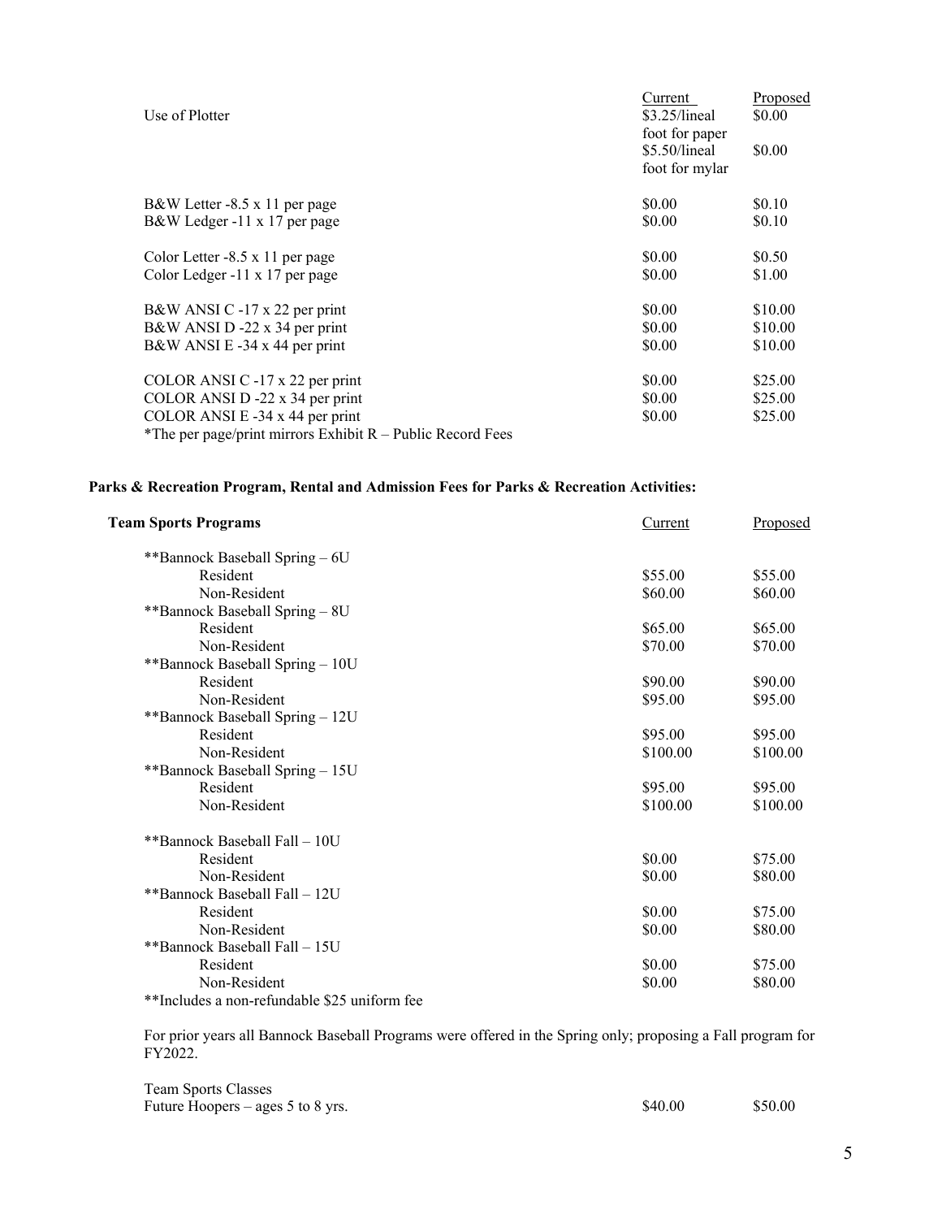| | Current | Proposed |
|---|---|---|
| Use of Plotter | $3.25/lineal foot for paper | $0.00 |
| | $5.50/lineal foot for mylar | $0.00 |
| B&W Letter -8.5 x 11 per page | $0.00 | $0.10 |
| B&W Ledger -11 x 17 per page | $0.00 | $0.10 |
| Color Letter -8.5 x 11 per page | $0.00 | $0.50 |
| Color Ledger -11 x 17 per page | $0.00 | $1.00 |
| B&W ANSI C -17 x 22 per print | $0.00 | $10.00 |
| B&W ANSI D -22 x 34 per print | $0.00 | $10.00 |
| B&W ANSI E -34 x 44 per print | $0.00 | $10.00 |
| COLOR ANSI C -17 x 22 per print | $0.00 | $25.00 |
| COLOR ANSI D -22 x 34 per print | $0.00 | $25.00 |
| COLOR ANSI E -34 x 44 per print | $0.00 | $25.00 |

*The per page/print mirrors Exhibit R – Public Record Fees

**Parks & Recreation Program, Rental and Admission Fees for Parks & Recreation Activities:**

| **Team Sports Programs** | Current | Proposed |
|---|---|---|
| **Bannock Baseball Spring – 6U | | |
| Resident | $55.00 | $55.00 |
| Non-Resident | $60.00 | $60.00 |
| **Bannock Baseball Spring – 8U | | |
| Resident | $65.00 | $65.00 |
| Non-Resident | $70.00 | $70.00 |
| **Bannock Baseball Spring – 10U | | |
| Resident | $90.00 | $90.00 |
| Non-Resident | $95.00 | $95.00 |
| **Bannock Baseball Spring – 12U | | |
| Resident | $95.00 | $95.00 |
| Non-Resident | $100.00 | $100.00 |
| **Bannock Baseball Spring – 15U | | |
| Resident | $95.00 | $95.00 |
| Non-Resident | $100.00 | $100.00 |
| **Bannock Baseball Fall – 10U | | |
| Resident | $0.00 | $75.00 |
| Non-Resident | $0.00 | $80.00 |
| **Bannock Baseball Fall – 12U | | |
| Resident | $0.00 | $75.00 |
| Non-Resident | $0.00 | $80.00 |
| **Bannock Baseball Fall – 15U | | |
| Resident | $0.00 | $75.00 |
| Non-Resident | $0.00 | $80.00 |

**Includes a non-refundable $25 uniform fee

For prior years all Bannock Baseball Programs were offered in the Spring only; proposing a Fall program for FY2022.

| Team Sports Classes | | |
|---|---|---|
| Future Hoopers – ages 5 to 8 yrs. | $40.00 | $50.00 |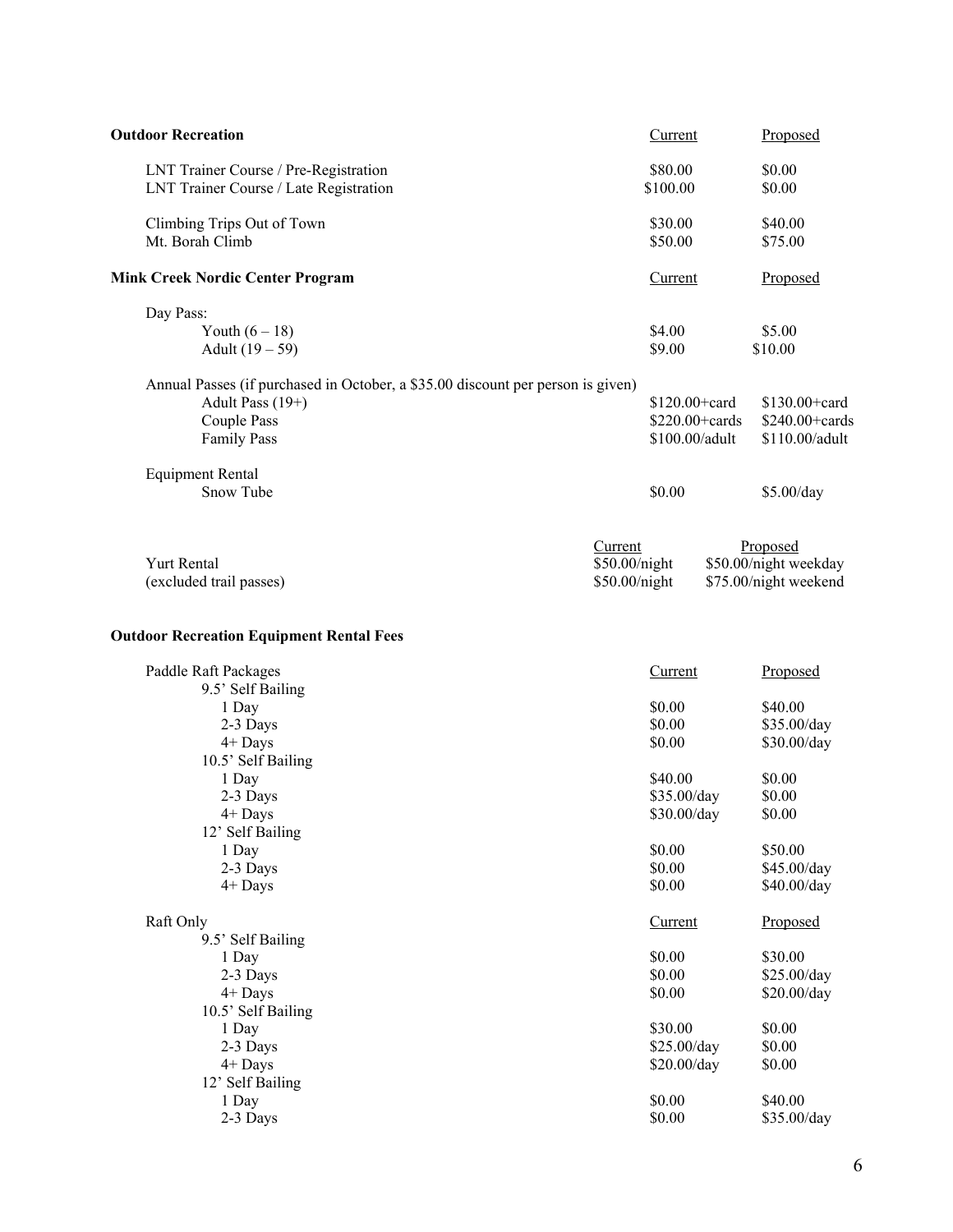**Outdoor Recreation**

| | Current | Proposed |
|---|---|---|
| LNT Trainer Course / Pre-Registration | $80.00 | $0.00 |
| LNT Trainer Course / Late Registration | $100.00 | $0.00 |
| Climbing Trips Out of Town | $30.00 | $40.00 |
| Mt. Borah Climb | $50.00 | $75.00 |

**Mink Creek Nordic Center Program**

| | Current | Proposed |
|---|---|---|
| Day Pass: | | |
| Youth (6 – 18) | $4.00 | $5.00 |
| Adult (19 – 59) | $9.00 | $10.00 |
| Annual Passes (if purchased in October, a $35.00 discount per person is given) | | |
| Adult Pass (19+) | $120.00+card | $130.00+card |
| Couple Pass | $220.00+cards | $240.00+cards |
| Family Pass | $100.00/adult | $110.00/adult |
| Equipment Rental | | |
| Snow Tube | $0.00 | $5.00/day |

| | Current | Proposed |
|---|---|---|
| Yurt Rental | $50.00/night | $50.00/night weekday |
| (excluded trail passes) | $50.00/night | $75.00/night weekend |

**Outdoor Recreation Equipment Rental Fees**

| Paddle Raft Packages | Current | Proposed |
|---|---|---|
| 9.5' Self Bailing | | |
| 1 Day | $0.00 | $40.00 |
| 2-3 Days | $0.00 | $35.00/day |
| 4+ Days | $0.00 | $30.00/day |
| 10.5' Self Bailing | | |
| 1 Day | $40.00 | $0.00 |
| 2-3 Days | $35.00/day | $0.00 |
| 4+ Days | $30.00/day | $0.00 |
| 12' Self Bailing | | |
| 1 Day | $0.00 | $50.00 |
| 2-3 Days | $0.00 | $45.00/day |
| 4+ Days | $0.00 | $40.00/day |

| Raft Only | Current | Proposed |
|---|---|---|
| 9.5' Self Bailing | | |
| 1 Day | $0.00 | $30.00 |
| 2-3 Days | $0.00 | $25.00/day |
| 4+ Days | $0.00 | $20.00/day |
| 10.5' Self Bailing | | |
| 1 Day | $30.00 | $0.00 |
| 2-3 Days | $25.00/day | $0.00 |
| 4+ Days | $20.00/day | $0.00 |
| 12' Self Bailing | | |
| 1 Day | $0.00 | $40.00 |
| 2-3 Days | $0.00 | $35.00/day |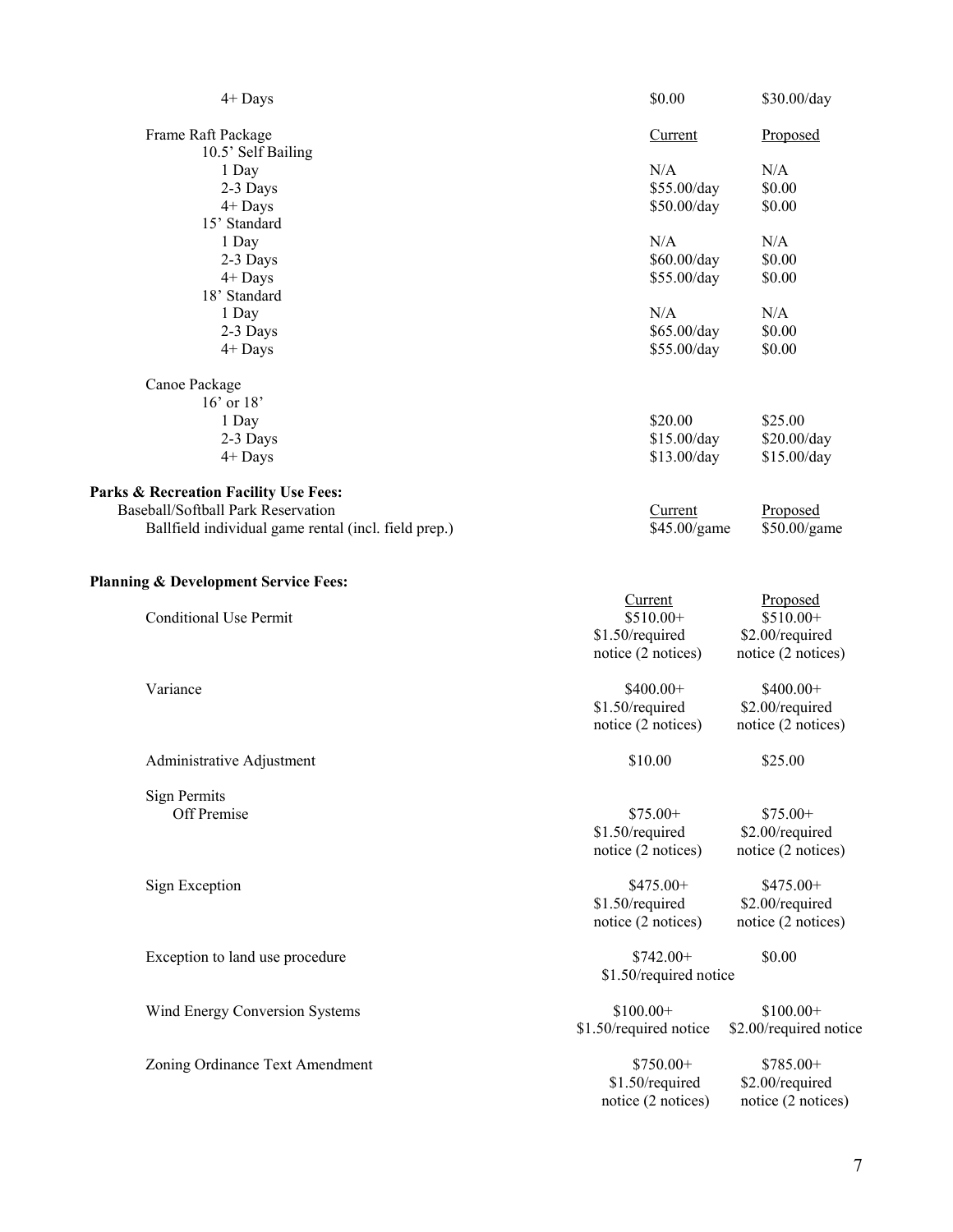| | Current | Proposed |
|---|---|---|
| 4+ Days | $0.00 | $30.00/day |

| Frame Raft Package | Current | Proposed |
|---|---|---|
| 10.5' Self Bailing | | |
| 1 Day | N/A | N/A |
| 2-3 Days | $55.00/day | $0.00 |
| 4+ Days | $50.00/day | $0.00 |
| 15' Standard | | |
| 1 Day | N/A | N/A |
| 2-3 Days | $60.00/day | $0.00 |
| 4+ Days | $55.00/day | $0.00 |
| 18' Standard | | |
| 1 Day | N/A | N/A |
| 2-3 Days | $65.00/day | $0.00 |
| 4+ Days | $55.00/day | $0.00 |

| Canoe Package | | |
|---|---|---|
| 16' or 18' | | |
| 1 Day | $20.00 | $25.00 |
| 2-3 Days | $15.00/day | $20.00/day |
| 4+ Days | $13.00/day | $15.00/day |

**Parks & Recreation Facility Use Fees:**

| Baseball/Softball Park Reservation | Current | Proposed |
|---|---|---|
| Ballfield individual game rental (incl. field prep.) | $45.00/game | $50.00/game |

**Planning & Development Service Fees:**

| | Current | Proposed |
|---|---|---|
| Conditional Use Permit | $510.00+ $1.50/required notice (2 notices) | $510.00+ $2.00/required notice (2 notices) |
| Variance | $400.00+ $1.50/required notice (2 notices) | $400.00+ $2.00/required notice (2 notices) |
| Administrative Adjustment | $10.00 | $25.00 |
| Sign Permits | | |
| Off Premise | $75.00+ $1.50/required notice (2 notices) | $75.00+ $2.00/required notice (2 notices) |
| Sign Exception | $475.00+ $1.50/required notice (2 notices) | $475.00+ $2.00/required notice (2 notices) |
| Exception to land use procedure | $742.00+ $1.50/required notice | $0.00 |
| Wind Energy Conversion Systems | $100.00+ $1.50/required notice | $100.00+ $2.00/required notice |
| Zoning Ordinance Text Amendment | $750.00+ $1.50/required notice (2 notices) | $785.00+ $2.00/required notice (2 notices) |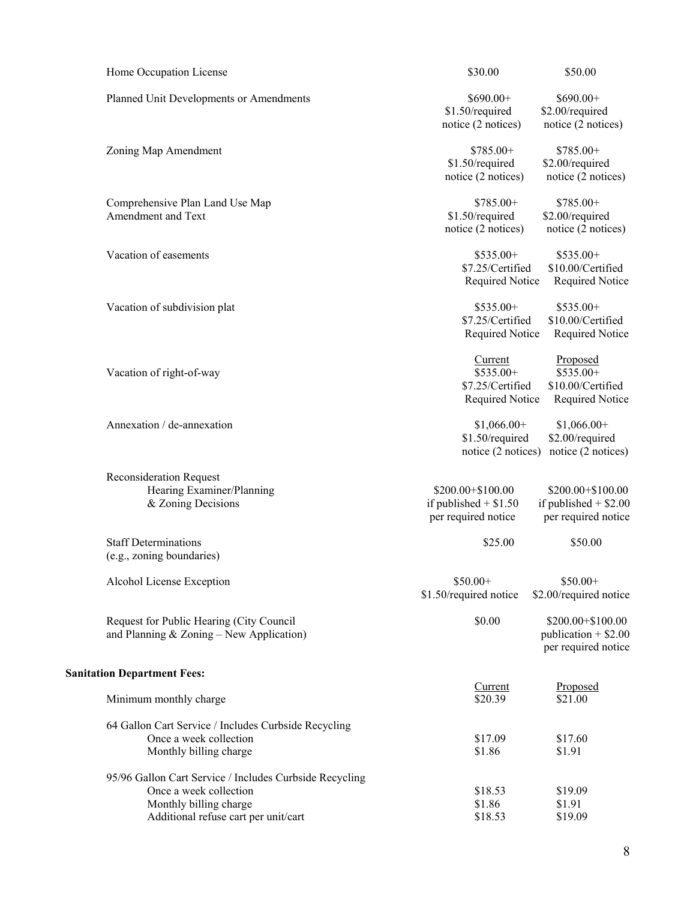| Fee | Current | Proposed |
|---|---|---|
| Home Occupation License | $30.00 | $50.00 |
| Planned Unit Developments or Amendments | $690.00+ $1.50/required notice (2 notices) | $690.00+ $2.00/required notice (2 notices) |
| Zoning Map Amendment | $785.00+ $1.50/required notice (2 notices) | $785.00+ $2.00/required notice (2 notices) |
| Comprehensive Plan Land Use Map Amendment and Text | $785.00+ $1.50/required notice (2 notices) | $785.00+ $2.00/required notice (2 notices) |
| Vacation of easements | $535.00+ $7.25/Certified Required Notice | $535.00+ $10.00/Certified Required Notice |
| Vacation of subdivision plat | $535.00+ $7.25/Certified Required Notice | $535.00+ $10.00/Certified Required Notice |
| Vacation of right-of-way | $535.00+ $7.25/Certified Required Notice | $535.00+ $10.00/Certified Required Notice |
| Annexation / de-annexation | $1,066.00+ $1.50/required notice (2 notices) | $1,066.00+ $2.00/required notice (2 notices) |
| Reconsideration Request Hearing Examiner/Planning & Zoning Decisions | $200.00+$100.00 if published + $1.50 per required notice | $200.00+$100.00 if published + $2.00 per required notice |
| Staff Determinations (e.g., zoning boundaries) | $25.00 | $50.00 |
| Alcohol License Exception | $50.00+ $1.50/required notice | $50.00+ $2.00/required notice |
| Request for Public Hearing (City Council and Planning & Zoning – New Application) | $0.00 | $200.00+$100.00 publication + $2.00 per required notice |

**Sanitation Department Fees:**

| Fee | Current | Proposed |
|---|---|---|
| Minimum monthly charge | $20.39 | $21.00 |
| 64 Gallon Cart Service / Includes Curbside Recycling | | |
| Once a week collection | $17.09 | $17.60 |
| Monthly billing charge | $1.86 | $1.91 |
| 95/96 Gallon Cart Service / Includes Curbside Recycling | | |
| Once a week collection | $18.53 | $19.09 |
| Monthly billing charge | $1.86 | $1.91 |
| Additional refuse cart per unit/cart | $18.53 | $19.09 |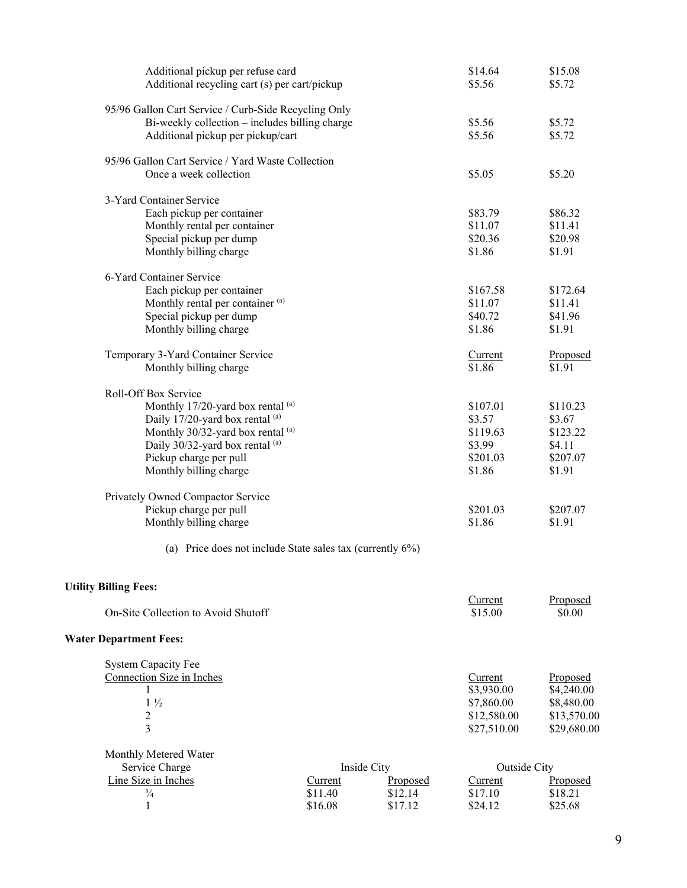| | Current | Proposed |
|---|---|---|
| Additional pickup per refuse card | $14.64 | $15.08 |
| Additional recycling cart (s) per cart/pickup | $5.56 | $5.72 |
| **95/96 Gallon Cart Service / Curb-Side Recycling Only** | | |
| Bi-weekly collection – includes billing charge | $5.56 | $5.72 |
| Additional pickup per pickup/cart | $5.56 | $5.72 |
| **95/96 Gallon Cart Service / Yard Waste Collection** | | |
| Once a week collection | $5.05 | $5.20 |
| **3-Yard Container Service** | | |
| Each pickup per container | $83.79 | $86.32 |
| Monthly rental per container | $11.07 | $11.41 |
| Special pickup per dump | $20.36 | $20.98 |
| Monthly billing charge | $1.86 | $1.91 |
| **6-Yard Container Service** | | |
| Each pickup per container | $167.58 | $172.64 |
| Monthly rental per container [a] | $11.07 | $11.41 |
| Special pickup per dump | $40.72 | $41.96 |
| Monthly billing charge | $1.86 | $1.91 |

| Temporary 3-Yard Container Service | Current | Proposed |
|---|---|---|
| Monthly billing charge | $1.86 | $1.91 |
| **Roll-Off Box Service** | | |
| Monthly 17/20-yard box rental [a] | $107.01 | $110.23 |
| Daily 17/20-yard box rental [a] | $3.57 | $3.67 |
| Monthly 30/32-yard box rental [a] | $119.63 | $123.22 |
| Daily 30/32-yard box rental [a] | $3.99 | $4.11 |
| Pickup charge per pull | $201.03 | $207.07 |
| Monthly billing charge | $1.86 | $1.91 |
| **Privately Owned Compactor Service** | | |
| Pickup charge per pull | $201.03 | $207.07 |
| Monthly billing charge | $1.86 | $1.91 |

(a) Price does not include State sales tax (currently 6%)

**Utility Billing Fees:**

| | Current | Proposed |
|---|---|---|
| On-Site Collection to Avoid Shutoff | $15.00 | $0.00 |

**Water Department Fees:**

System Capacity Fee

| Connection Size in Inches | Current | Proposed |
|---|---|---|
| 1 | $3,930.00 | $4,240.00 |
| 1 ½ | $7,860.00 | $8,480.00 |
| 2 | $12,580.00 | $13,570.00 |
| 3 | $27,510.00 | $29,680.00 |

Monthly Metered Water Service Charge

| | Inside City | | Outside City | |
|---|---|---|---|---|
| Line Size in Inches | Current | Proposed | Current | Proposed |
| ¾ | $11.40 | $12.14 | $17.10 | $18.21 |
| 1 | $16.08 | $17.12 | $24.12 | $25.68 |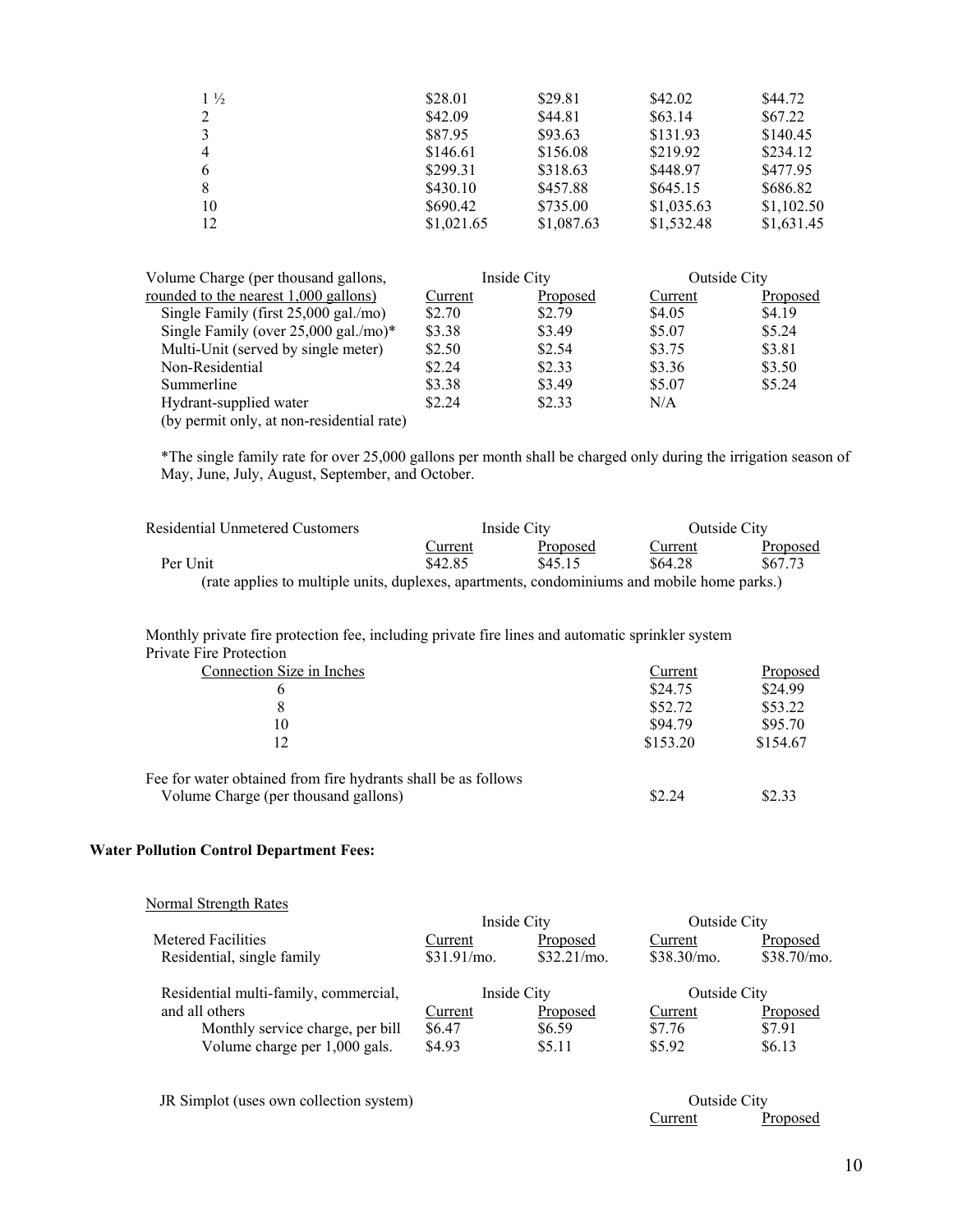| | | | | |
|---|---|---|---|---|
| 1 ½ | $28.01 | $29.81 | $42.02 | $44.72 |
| 2 | $42.09 | $44.81 | $63.14 | $67.22 |
| 3 | $87.95 | $93.63 | $131.93 | $140.45 |
| 4 | $146.61 | $156.08 | $219.92 | $234.12 |
| 6 | $299.31 | $318.63 | $448.97 | $477.95 |
| 8 | $430.10 | $457.88 | $645.15 | $686.82 |
| 10 | $690.42 | $735.00 | $1,035.63 | $1,102.50 |
| 12 | $1,021.65 | $1,087.63 | $1,532.48 | $1,631.45 |

| Volume Charge (per thousand gallons, | Inside City | | Outside City | |
|---|---|---|---|---|
| rounded to the nearest 1,000 gallons) | Current | Proposed | Current | Proposed |
| Single Family (first 25,000 gal./mo) | $2.70 | $2.79 | $4.05 | $4.19 |
| Single Family (over 25,000 gal./mo)* | $3.38 | $3.49 | $5.07 | $5.24 |
| Multi-Unit (served by single meter) | $2.50 | $2.54 | $3.75 | $3.81 |
| Non-Residential | $2.24 | $2.33 | $3.36 | $3.50 |
| Summerline | $3.38 | $3.49 | $5.07 | $5.24 |
| Hydrant-supplied water (by permit only, at non-residential rate) | $2.24 | $2.33 | N/A | |

*The single family rate for over 25,000 gallons per month shall be charged only during the irrigation season of May, June, July, August, September, and October.

| Residential Unmetered Customers | Inside City | | Outside City | |
|---|---|---|---|---|
| | Current | Proposed | Current | Proposed |
| Per Unit | $42.85 | $45.15 | $64.28 | $67.73 |

(rate applies to multiple units, duplexes, apartments, condominiums and mobile home parks.)

Monthly private fire protection fee, including private fire lines and automatic sprinkler system

Private Fire Protection

| Connection Size in Inches | Current | Proposed |
|---|---|---|
| 6 | $24.75 | $24.99 |
| 8 | $52.72 | $53.22 |
| 10 | $94.79 | $95.70 |
| 12 | $153.20 | $154.67 |

Fee for water obtained from fire hydrants shall be as follows

| | Current | Proposed |
|---|---|---|
| Volume Charge (per thousand gallons) | $2.24 | $2.33 |

**Water Pollution Control Department Fees:**

Normal Strength Rates

| | Inside City | | Outside City | |
|---|---|---|---|---|
| Metered Facilities | Current | Proposed | Current | Proposed |
| Residential, single family | $31.91/mo. | $32.21/mo. | $38.30/mo. | $38.70/mo. |

| Residential multi-family, commercial, | Inside City | | Outside City | |
|---|---|---|---|---|
| and all others | Current | Proposed | Current | Proposed |
| Monthly service charge, per bill | $6.47 | $6.59 | $7.76 | $7.91 |
| Volume charge per 1,000 gals. | $4.93 | $5.11 | $5.92 | $6.13 |

| JR Simplot (uses own collection system) | Outside City | |
|---|---|---|
| | Current | Proposed |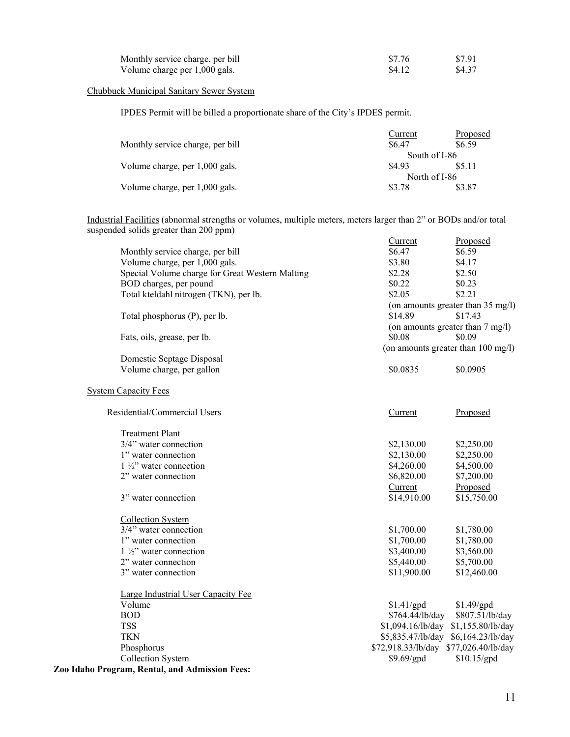| | | |
|---|---|---|
| Monthly service charge, per bill | $7.76 | $7.91 |
| Volume charge per 1,000 gals. | $4.12 | $4.37 |

Chubbuck Municipal Sanitary Sewer System

IPDES Permit will be billed a proportionate share of the City's IPDES permit.

| | Current | Proposed |
|---|---|---|
| Monthly service charge, per bill | $6.47 | $6.59 |
| | South of I-86 | |
| Volume charge, per 1,000 gals. | $4.93 | $5.11 |
| | North of I-86 | |
| Volume charge, per 1,000 gals. | $3.78 | $3.87 |

Industrial Facilities (abnormal strengths or volumes, multiple meters, meters larger than 2" or BODs and/or total suspended solids greater than 200 ppm)

| | Current | Proposed |
|---|---|---|
| Monthly service charge, per bill | $6.47 | $6.59 |
| Volume charge, per 1,000 gals. | $3.80 | $4.17 |
| Special Volume charge for Great Western Malting | $2.28 | $2.50 |
| BOD charges, per pound | $0.22 | $0.23 |
| Total kteldahl nitrogen (TKN), per lb. | $2.05 | $2.21 |
| | (on amounts greater than 35 mg/l) | |
| Total phosphorus (P), per lb. | $14.89 | $17.43 |
| | (on amounts greater than 7 mg/l) | |
| Fats, oils, grease, per lb. | $0.08 | $0.09 |
| | (on amounts greater than 100 mg/l) | |
| Domestic Septage Disposal | | |
| Volume charge, per gallon | $0.0835 | $0.0905 |

System Capacity Fees

| Residential/Commercial Users | Current | Proposed |
|---|---|---|
| Treatment Plant | | |
| 3/4" water connection | $2,130.00 | $2,250.00 |
| 1" water connection | $2,130.00 | $2,250.00 |
| 1 ½" water connection | $4,260.00 | $4,500.00 |
| 2" water connection | $6,820.00 | $7,200.00 |
| | Current | Proposed |
| 3" water connection | $14,910.00 | $15,750.00 |
| Collection System | | |
| 3/4" water connection | $1,700.00 | $1,780.00 |
| 1" water connection | $1,700.00 | $1,780.00 |
| 1 ½" water connection | $3,400.00 | $3,560.00 |
| 2" water connection | $5,440.00 | $5,700.00 |
| 3" water connection | $11,900.00 | $12,460.00 |
| Large Industrial User Capacity Fee | | |
| Volume | $1.41/gpd | $1.49/gpd |
| BOD | $764.44/lb/day | $807.51/lb/day |
| TSS | $1,094.16/lb/day | $1,155.80/lb/day |
| TKN | $5,835.47/lb/day | $6,164.23/lb/day |
| Phosphorus | $72,918.33/lb/day | $77,026.40/lb/day |
| Collection System | $9.69/gpd | $10.15/gpd |

**Zoo Idaho Program, Rental, and Admission Fees:**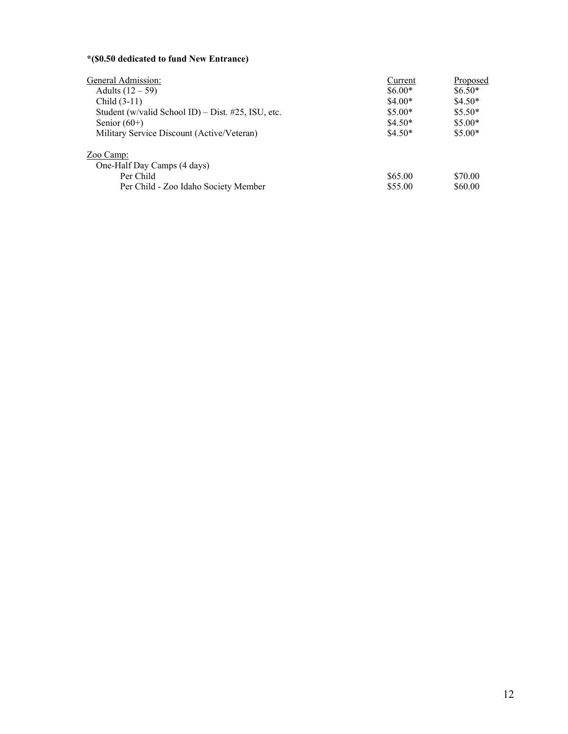**\*($0.50 dedicated to fund New Entrance)**

| | Current | Proposed |
|---|---|---|
| General Admission: | | |
| Adults (12 – 59) | $6.00* | $6.50* |
| Child (3-11) | $4.00* | $4.50* |
| Student (w/valid School ID) – Dist. #25, ISU, etc. | $5.00* | $5.50* |
| Senior (60+) | $4.50* | $5.00* |
| Military Service Discount (Active/Veteran) | $4.50* | $5.00* |
| Zoo Camp: | | |
| One-Half Day Camps (4 days) | | |
| Per Child | $65.00 | $70.00 |
| Per Child - Zoo Idaho Society Member | $55.00 | $60.00 |